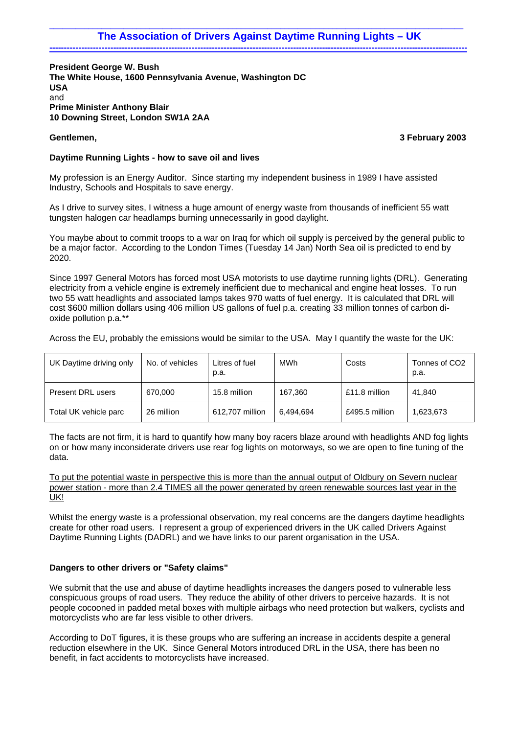# The Association of Drivers Against Daytime Running Lights – UK

**President George W. Bush**
**The White House, 1600 Pennsylvania Avenue, Washington DC**
**USA**
and
**Prime Minister Anthony Blair**
**10 Downing Street, London SW1A 2AA**

**Gentlemen,** **3 February 2003**

**Daytime Running Lights - how to save oil and lives**

My profession is an Energy Auditor. Since starting my independent business in 1989 I have assisted Industry, Schools and Hospitals to save energy.

As I drive to survey sites, I witness a huge amount of energy waste from thousands of inefficient 55 watt tungsten halogen car headlamps burning unnecessarily in good daylight.

You maybe about to commit troops to a war on Iraq for which oil supply is perceived by the general public to be a major factor. According to the London Times (Tuesday 14 Jan) North Sea oil is predicted to end by 2020.

Since 1997 General Motors has forced most USA motorists to use daytime running lights (DRL). Generating electricity from a vehicle engine is extremely inefficient due to mechanical and engine heat losses. To run two 55 watt headlights and associated lamps takes 970 watts of fuel energy. It is calculated that DRL will cost $600 million dollars using 406 million US gallons of fuel p.a. creating 33 million tonnes of carbon di-oxide pollution p.a.**

Across the EU, probably the emissions would be similar to the USA. May I quantify the waste for the UK:

| UK Daytime driving only | No. of vehicles | Litres of fuel p.a. | MWh | Costs | Tonnes of CO2 p.a. |
|---|---|---|---|---|---|
| Present DRL users | 670,000 | 15.8 million | 167,360 | £11.8 million | 41,840 |
| Total UK vehicle parc | 26 million | 612,707 million | 6,494,694 | £495.5 million | 1,623,673 |

The facts are not firm, it is hard to quantify how many boy racers blaze around with headlights AND fog lights on or how many inconsiderate drivers use rear fog lights on motorways, so we are open to fine tuning of the data.

<u>To put the potential waste in perspective this is more than the annual output of Oldbury on Severn nuclear power station - more than 2.4 TIMES all the power generated by green renewable sources last year in the UK!</u>

Whilst the energy waste is a professional observation, my real concerns are the dangers daytime headlights create for other road users. I represent a group of experienced drivers in the UK called Drivers Against Daytime Running Lights (DADRL) and we have links to our parent organisation in the USA.

**Dangers to other drivers or "Safety claims"**

We submit that the use and abuse of daytime headlights increases the dangers posed to vulnerable less conspicuous groups of road users. They reduce the ability of other drivers to perceive hazards. It is not people cocooned in padded metal boxes with multiple airbags who need protection but walkers, cyclists and motorcyclists who are far less visible to other drivers.

According to DoT figures, it is these groups who are suffering an increase in accidents despite a general reduction elsewhere in the UK. Since General Motors introduced DRL in the USA, there has been no benefit, in fact accidents to motorcyclists have increased.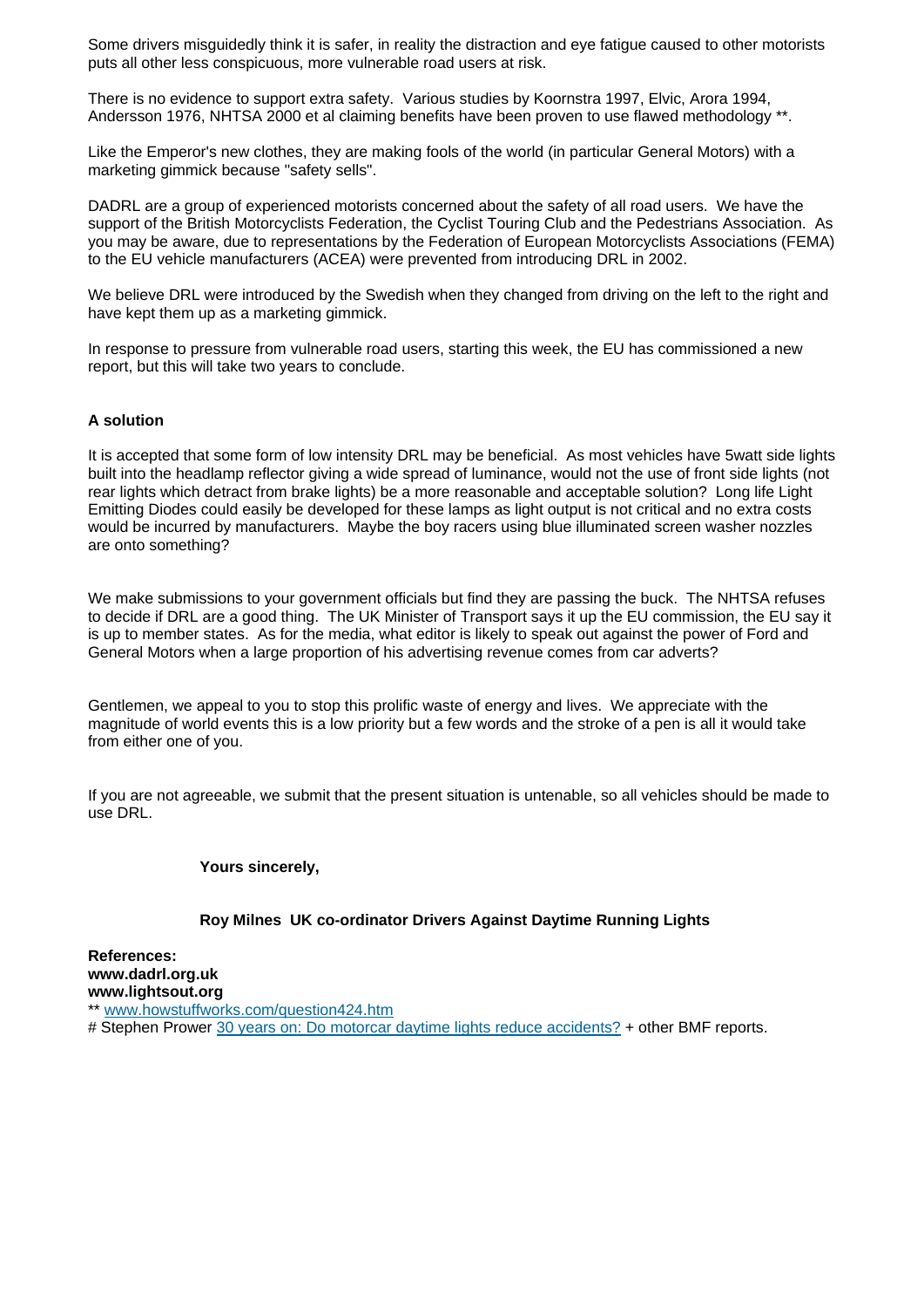Some drivers misguidedly think it is safer, in reality the distraction and eye fatigue caused to other motorists puts all other less conspicuous, more vulnerable road users at risk.

There is no evidence to support extra safety. Various studies by Koornstra 1997, Elvic, Arora 1994, Andersson 1976, NHTSA 2000 et al claiming benefits have been proven to use flawed methodology **.

Like the Emperor's new clothes, they are making fools of the world (in particular General Motors) with a marketing gimmick because "safety sells".

DADRL are a group of experienced motorists concerned about the safety of all road users. We have the support of the British Motorcyclists Federation, the Cyclist Touring Club and the Pedestrians Association. As you may be aware, due to representations by the Federation of European Motorcyclists Associations (FEMA) to the EU vehicle manufacturers (ACEA) were prevented from introducing DRL in 2002.

We believe DRL were introduced by the Swedish when they changed from driving on the left to the right and have kept them up as a marketing gimmick.

In response to pressure from vulnerable road users, starting this week, the EU has commissioned a new report, but this will take two years to conclude.

**A solution**

It is accepted that some form of low intensity DRL may be beneficial. As most vehicles have 5watt side lights built into the headlamp reflector giving a wide spread of luminance, would not the use of front side lights (not rear lights which detract from brake lights) be a more reasonable and acceptable solution? Long life Light Emitting Diodes could easily be developed for these lamps as light output is not critical and no extra costs would be incurred by manufacturers. Maybe the boy racers using blue illuminated screen washer nozzles are onto something?

We make submissions to your government officials but find they are passing the buck. The NHTSA refuses to decide if DRL are a good thing. The UK Minister of Transport says it up the EU commission, the EU say it is up to member states. As for the media, what editor is likely to speak out against the power of Ford and General Motors when a large proportion of his advertising revenue comes from car adverts?

Gentlemen, we appeal to you to stop this prolific waste of energy and lives. We appreciate with the magnitude of world events this is a low priority but a few words and the stroke of a pen is all it would take from either one of you.

If you are not agreeable, we submit that the present situation is untenable, so all vehicles should be made to use DRL.

**Yours sincerely,**

**Roy Milnes UK co-ordinator Drivers Against Daytime Running Lights**

**References:**
**www.dadrl.org.uk**
**www.lightsout.org**
** www.howstuffworks.com/question424.htm
# Stephen Prower 30 years on: Do motorcar daytime lights reduce accidents? + other BMF reports.